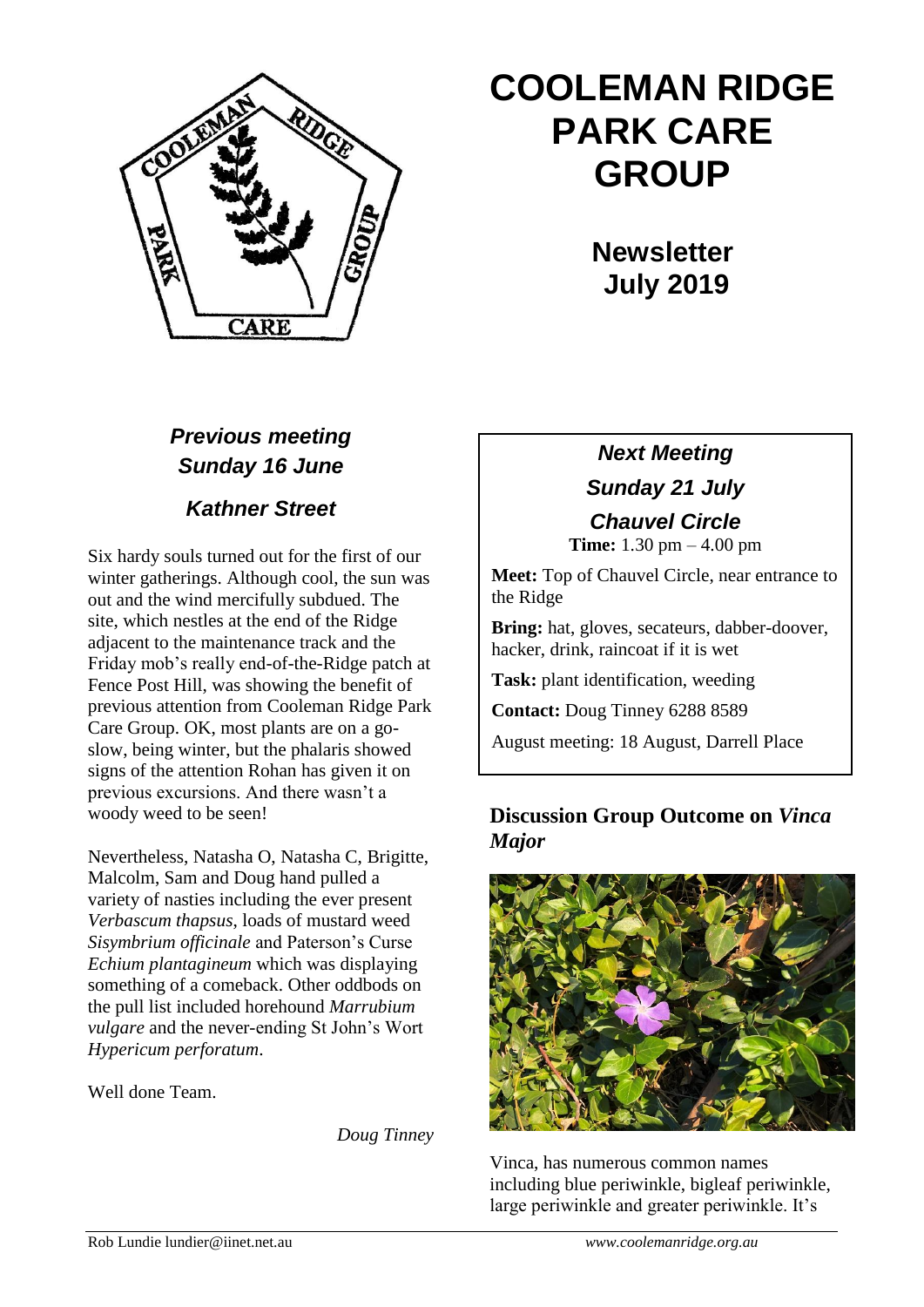# COOLEMAN RIDGE PARK CARE GROUP

## Newsletter July 2019

### *Previous meeting Sunday 16 June*

### *Kathner Street*

Six hardy souls turned out for the first of our winter gatherings. Although cool, the sun was out and the wind mercifully subdued. The site, which nestles at the end of the Ridge adjacent to the maintenance track and the Friday mob's really end-of-the-Ridge patch at Fence Post Hill, was showing the benefit of previous attention from Cooleman Ridge Park Care Group. OK, most plants are on a go-slow, being winter, but the phalaris showed signs of the attention Rohan has given it on previous excursions. And there wasn't a woody weed to be seen!

Nevertheless, Natasha O, Natasha C, Brigitte, Malcolm, Sam and Doug hand pulled a variety of nasties including the ever present *Verbascum thapsus*, loads of mustard weed *Sisymbrium officinale* and Paterson's Curse *Echium plantagineum* which was displaying something of a comeback. Other oddbods on the pull list included horehound *Marrubium vulgare* and the never-ending St John's Wort *Hypericum perforatum*.

Well done Team.

*Doug Tinney*

### *Next Meeting*

### *Sunday 21 July*

### *Chauvel Circle*

**Time:** 1.30 pm – 4.00 pm

**Meet:** Top of Chauvel Circle, near entrance to the Ridge

**Bring:** hat, gloves, secateurs, dabber-doover, hacker, drink, raincoat if it is wet

**Task:** plant identification, weeding

**Contact:** Doug Tinney 6288 8589

August meeting: 18 August, Darrell Place

### Discussion Group Outcome on *Vinca Major*

Vinca, has numerous common names including blue periwinkle, bigleaf periwinkle, large periwinkle and greater periwinkle. It's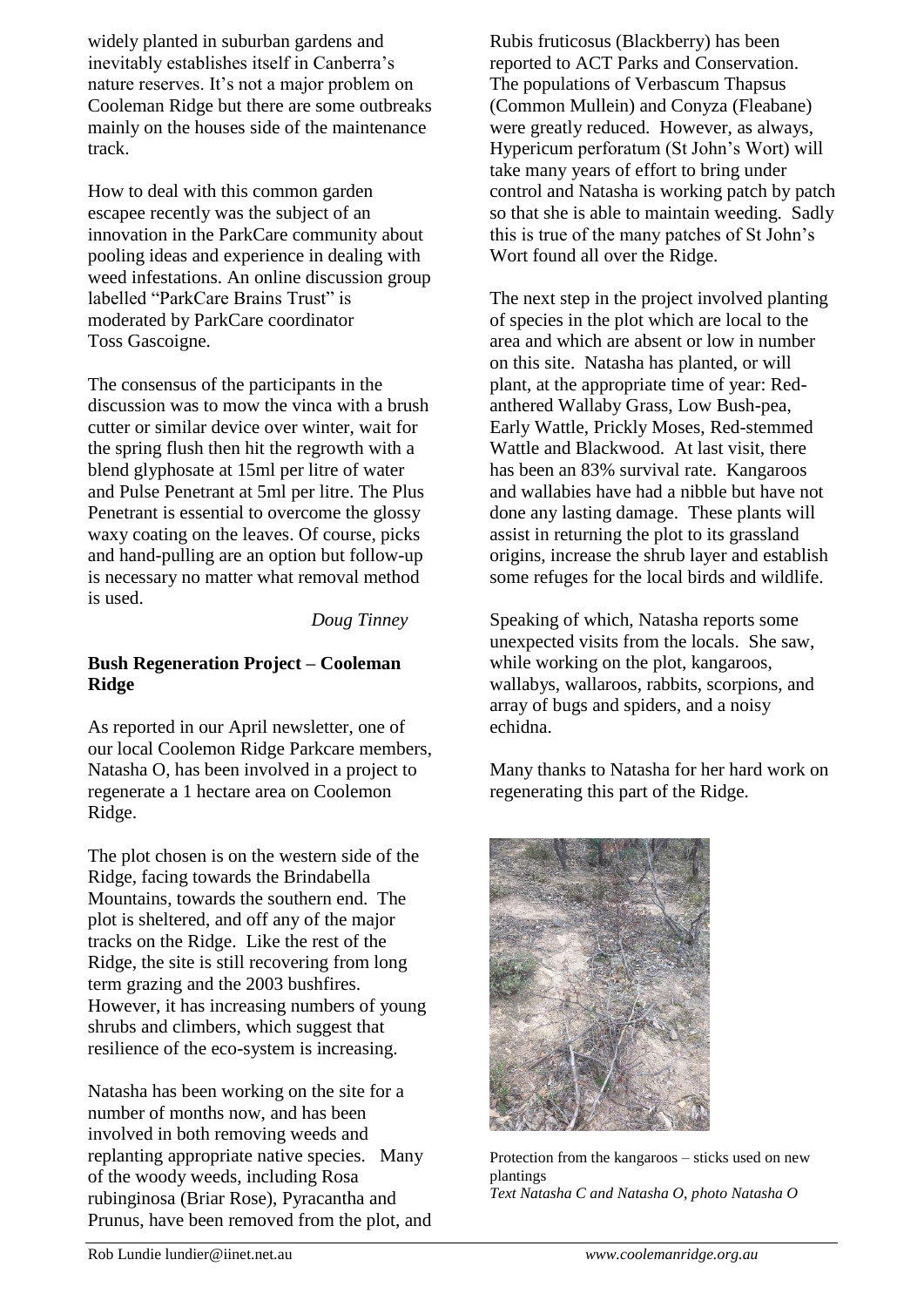widely planted in suburban gardens and inevitably establishes itself in Canberra's nature reserves. It's not a major problem on Cooleman Ridge but there are some outbreaks mainly on the houses side of the maintenance track.

How to deal with this common garden escapee recently was the subject of an innovation in the ParkCare community about pooling ideas and experience in dealing with weed infestations. An online discussion group labelled "ParkCare Brains Trust" is moderated by ParkCare coordinator Toss Gascoigne.

The consensus of the participants in the discussion was to mow the vinca with a brush cutter or similar device over winter, wait for the spring flush then hit the regrowth with a blend glyphosate at 15ml per litre of water and Pulse Penetrant at 5ml per litre. The Plus Penetrant is essential to overcome the glossy waxy coating on the leaves. Of course, picks and hand-pulling are an option but follow-up is necessary no matter what removal method is used.

*Doug Tinney*

**Bush Regeneration Project – Cooleman Ridge**

As reported in our April newsletter, one of our local Coolemon Ridge Parkcare members, Natasha O, has been involved in a project to regenerate a 1 hectare area on Coolemon Ridge.

The plot chosen is on the western side of the Ridge, facing towards the Brindabella Mountains, towards the southern end. The plot is sheltered, and off any of the major tracks on the Ridge. Like the rest of the Ridge, the site is still recovering from long term grazing and the 2003 bushfires. However, it has increasing numbers of young shrubs and climbers, which suggest that resilience of the eco-system is increasing.

Natasha has been working on the site for a number of months now, and has been involved in both removing weeds and replanting appropriate native species. Many of the woody weeds, including Rosa rubinginosa (Briar Rose), Pyracantha and Prunus, have been removed from the plot, and Rubis fruticosus (Blackberry) has been reported to ACT Parks and Conservation. The populations of Verbascum Thapsus (Common Mullein) and Conyza (Fleabane) were greatly reduced. However, as always, Hypericum perforatum (St John's Wort) will take many years of effort to bring under control and Natasha is working patch by patch so that she is able to maintain weeding. Sadly this is true of the many patches of St John's Wort found all over the Ridge.

The next step in the project involved planting of species in the plot which are local to the area and which are absent or low in number on this site. Natasha has planted, or will plant, at the appropriate time of year: Red-anthered Wallaby Grass, Low Bush-pea, Early Wattle, Prickly Moses, Red-stemmed Wattle and Blackwood. At last visit, there has been an 83% survival rate. Kangaroos and wallabies have had a nibble but have not done any lasting damage. These plants will assist in returning the plot to its grassland origins, increase the shrub layer and establish some refuges for the local birds and wildlife.

Speaking of which, Natasha reports some unexpected visits from the locals. She saw, while working on the plot, kangaroos, wallabys, wallaroos, rabbits, scorpions, and array of bugs and spiders, and a noisy echidna.

Many thanks to Natasha for her hard work on regenerating this part of the Ridge.

Protection from the kangaroos – sticks used on new plantings
*Text Natasha C and Natasha O, photo Natasha O*